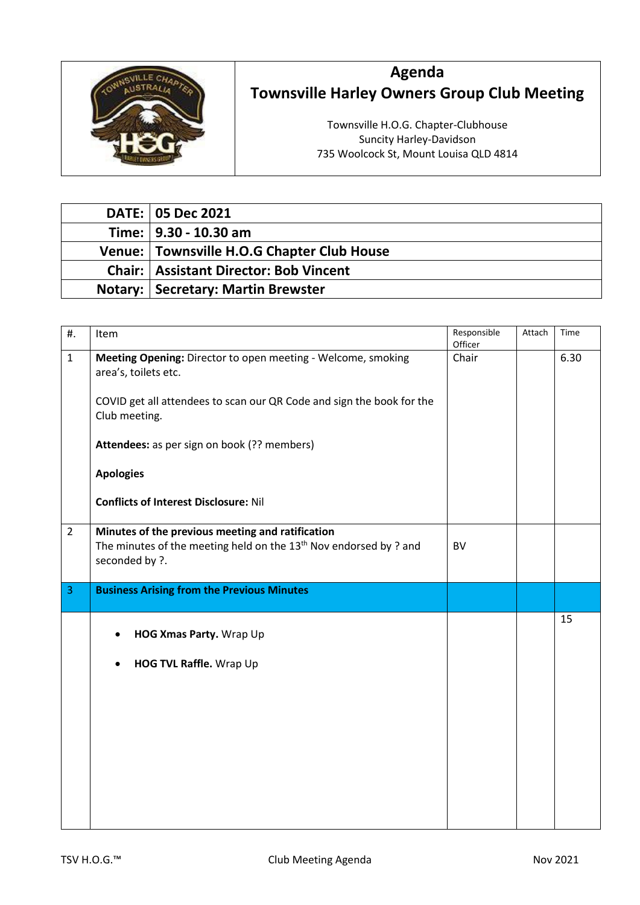# Agenda
## Townsville Harley Owners Group Club Meeting

Townsville H.O.G. Chapter-Clubhouse
Suncity Harley-Davidson
735 Woolcock St, Mount Louisa QLD 4814

| | |
|---|---|
| **DATE:** | **05 Dec 2021** |
| **Time:** | **9.30 - 10.30 am** |
| **Venue:** | **Townsville H.O.G Chapter Club House** |
| **Chair:** | **Assistant Director: Bob Vincent** |
| **Notary:** | **Secretary: Martin Brewster** |

| #. | Item | Responsible Officer | Attach | Time |
|---|---|---|---|---|
| 1 | **Meeting Opening:** Director to open meeting - Welcome, smoking area's, toilets etc.<br><br>COVID get all attendees to scan our QR Code and sign the book for the Club meeting.<br><br>**Attendees:** as per sign on book (?? members)<br><br>**Apologies**<br><br>**Conflicts of Interest Disclosure:** Nil | Chair | | 6.30 |
| 2 | **Minutes of the previous meeting and ratification**<br>The minutes of the meeting held on the 13th Nov endorsed by ? and seconded by ?. | BV | | |
| 3 | **Business Arising from the Previous Minutes** | | | |
| | • **HOG Xmas Party.** Wrap Up<br>• **HOG TVL Raffle.** Wrap Up | | | 15 |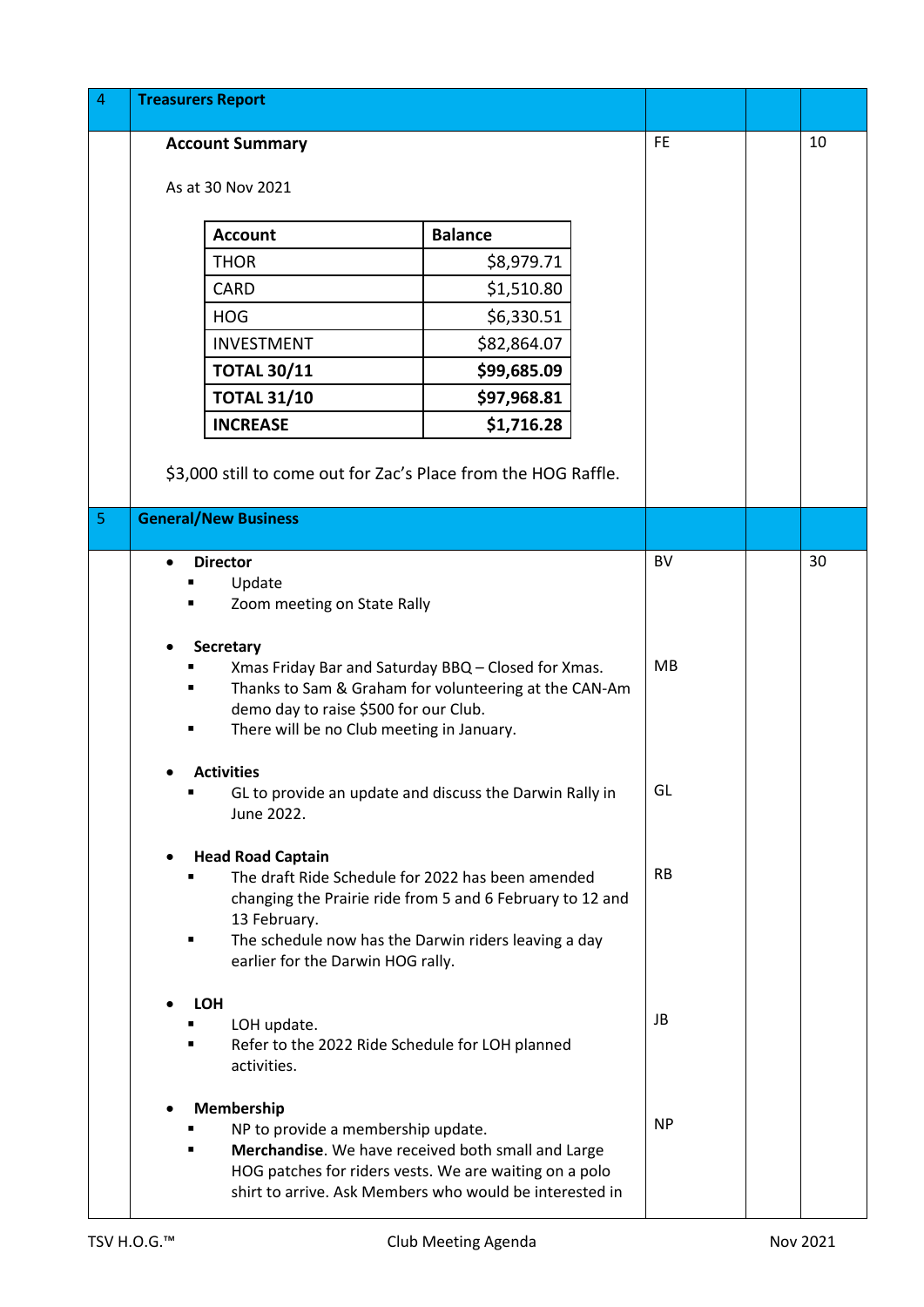| 4 | **Treasurers Report** | | | |
|---|---|---|---|---|
| | **Account Summary**<br><br>As at 30 Nov 2021<br><br>(see table below)<br><br>$3,000 still to come out for Zac's Place from the HOG Raffle. | FE | | 10 |

| Account | Balance |
|---|---:|
| THOR | $8,979.71 |
| CARD | $1,510.80 |
| HOG | $6,330.51 |
| INVESTMENT | $82,864.07 |
| **TOTAL 30/11** | **$99,685.09** |
| **TOTAL 31/10** | **$97,968.81** |
| **INCREASE** | **$1,716.28** |

| 5 | **General/New Business** | | | |
|---|---|---|---|---|
| | **Director**<br>- Update<br>- Zoom meeting on State Rally | BV | | 30 |
| | **Secretary**<br>- Xmas Friday Bar and Saturday BBQ – Closed for Xmas.<br>- Thanks to Sam & Graham for volunteering at the CAN-Am demo day to raise $500 for our Club.<br>- There will be no Club meeting in January. | MB | | |
| | **Activities**<br>- GL to provide an update and discuss the Darwin Rally in June 2022. | GL | | |
| | **Head Road Captain**<br>- The draft Ride Schedule for 2022 has been amended changing the Prairie ride from 5 and 6 February to 12 and 13 February.<br>- The schedule now has the Darwin riders leaving a day earlier for the Darwin HOG rally. | RB | | |
| | **LOH**<br>- LOH update.<br>- Refer to the 2022 Ride Schedule for LOH planned activities. | JB | | |
| | **Membership**<br>- NP to provide a membership update.<br>- **Merchandise**. We have received both small and Large HOG patches for riders vests. We are waiting on a polo shirt to arrive. Ask Members who would be interested in | NP | | |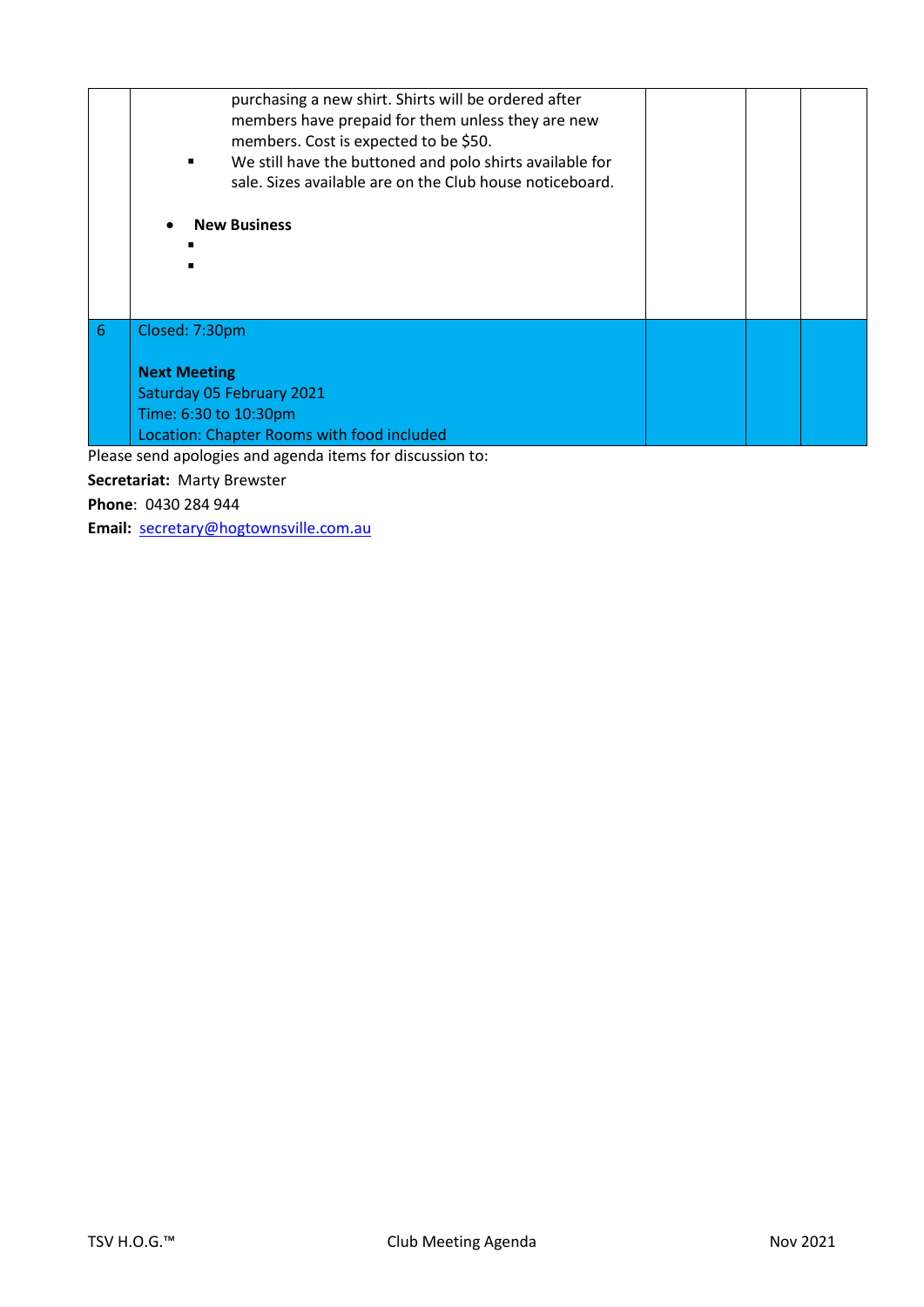| | | | | |
|---|---|---|---|---|
| | purchasing a new shirt. Shirts will be ordered after members have prepaid for them unless they are new members. Cost is expected to be $50.<br>▪ We still have the buttoned and polo shirts available for sale. Sizes available are on the Club house noticeboard.<br><br>• **New Business**<br>▪<br>▪ | | | |
| 6 | Closed: 7:30pm<br><br>**Next Meeting**<br>Saturday 05 February 2021<br>Time: 6:30 to 10:30pm<br>Location: Chapter Rooms with food included | | | |

Please send apologies and agenda items for discussion to:

**Secretariat:** Marty Brewster

**Phone**: 0430 284 944

**Email:** secretary@hogtownsville.com.au